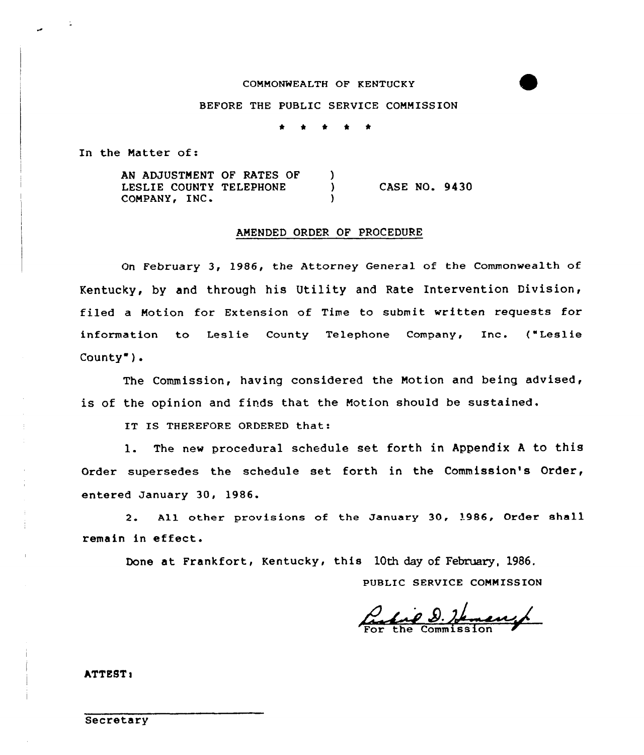COMMONWEALTH OF KENTUCKY

BEFORE THE PUBLIC SERVICE COMMISSION

\* \* \* \* \*

In the Matter of:

AN ADJUSTMENT OF RATES OF LESLIE COUNTY TELEPHONE COMPANY, INC. ) CASE NO. 9430

## AMENDED ORDER OF PROCEDURE

On February 3, 1986, the Attorney General of the Commonwealth of Kentucky, by and through his Utility and Rate Intervention Division, filed a Motion for Extension of Time to submit written requests for information to Leslie County Telephone Company, Inc. ("Leslie County").

The Commission, having considered the Motion and being advised, is of the opinion and finds that the Motion should be sustained.

IT IS THEREFORE ORDERED that:

1. The new procedural schedule set forth in Appendix A to this Order supersedes the schedule set forth in the Commission's Order, entered January 30, 1986.

2. All other provisions of the January 30, 1986, Order shall remain in effect.

Done at Frankfort, Kentucky, this 10th day of February, 1986.

PUBLIC SERVICE COMMISSION

For the Commission

ATTEST:

Secretary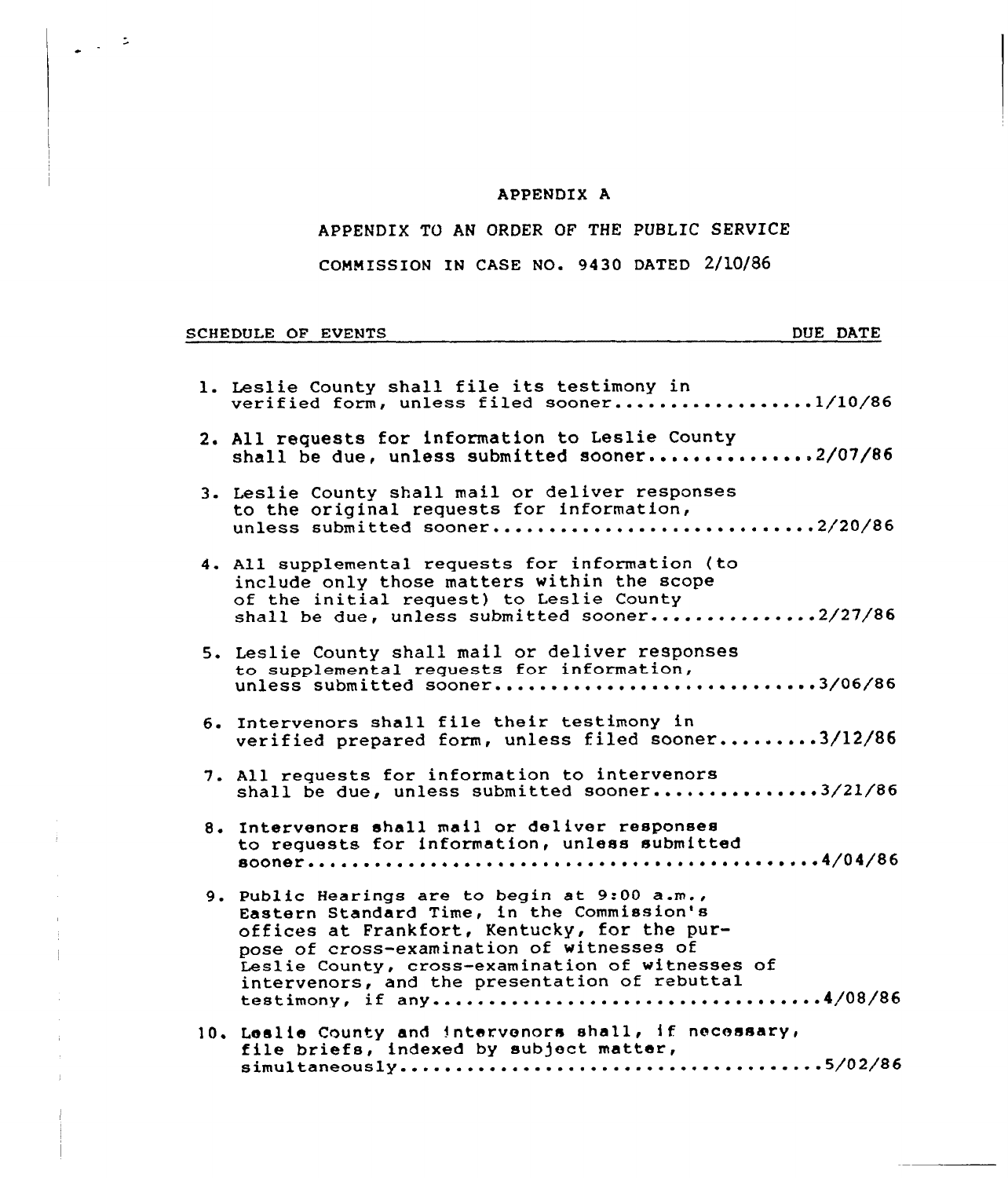APPENDIX A

APPENDIX TO AN ORDER OF THE PUBLIC SERVICE

COMMISSION IN CASE NO. 9430 DATED 2/10/86

| SCHEDULE OF EVENTS | DUE DATE |
|---|---|
| 1. Leslie County shall file its testimony in verified form, unless filed sooner | 1/10/86 |
| 2. All requests for information to Leslie County shall be due, unless submitted sooner | 2/07/86 |
| 3. Leslie County shall mail or deliver responses to the original requests for information, unless submitted sooner | 2/20/86 |
| 4. All supplemental requests for information (to include only those matters within the scope of the initial request) to Leslie County shall be due, unless submitted sooner | 2/27/86 |
| 5. Leslie County shall mail or deliver responses to supplemental requests for information, unless submitted sooner | 3/06/86 |
| 6. Intervenors shall file their testimony in verified prepared form, unless filed sooner | 3/12/86 |
| 7. All requests for information to intervenors shall be due, unless submitted sooner | 3/21/86 |
| 8. Intervenors shall mail or deliver responses to requests for information, unless submitted sooner | 4/04/86 |
| 9. Public Hearings are to begin at 9:00 a.m., Eastern Standard Time, in the Commission's offices at Frankfort, Kentucky, for the purpose of cross-examination of witnesses of Leslie County, cross-examination of witnesses of intervenors, and the presentation of rebuttal testimony, if any | 4/08/86 |
| 10. Leslie County and intervenors shall, if necessary, file briefs, indexed by subject matter, simultaneously | 5/02/86 |